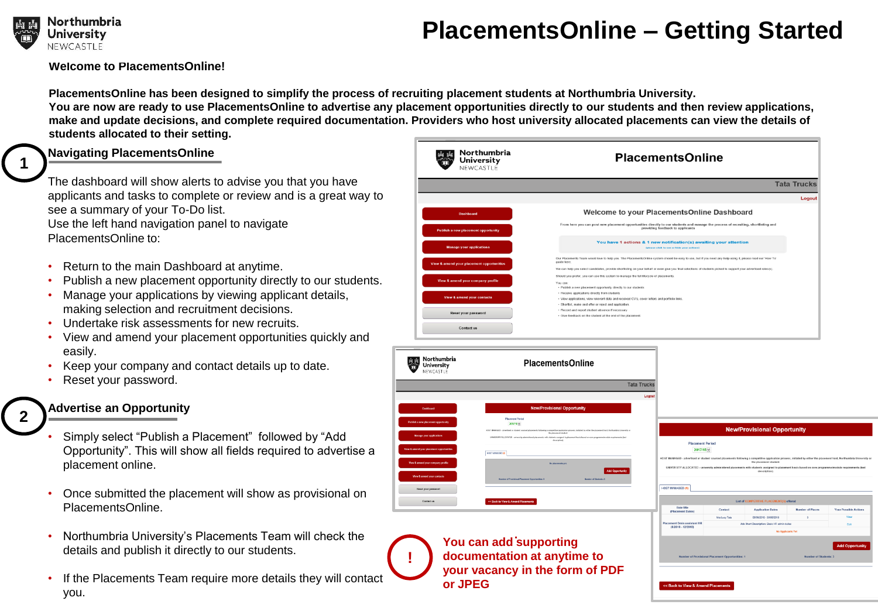# PlacementsOnline – Getting Started

**Welcome to PlacementsOnline!**

**PlacementsOnline has been designed to simplify the process of recruiting placement students at Northumbria University.**
**You are now are ready to use PlacementsOnline to advertise any placement opportunities directly to our students and then review applications, make and update decisions, and complete required documentation. Providers who host university allocated placements can view the details of students allocated to their setting.**

## 1 Navigating PlacementsOnline

The dashboard will show alerts to advise you that you have applicants and tasks to complete or review and is a great way to see a summary of your To-Do list.
Use the left hand navigation panel to navigate PlacementsOnline to:

- Return to the main Dashboard at anytime.
- Publish a new placement opportunity directly to our students.
- Manage your applications by viewing applicant details, making selection and recruitment decisions.
- Undertake risk assessments for new recruits.
- View and amend your placement opportunities quickly and easily.
- Keep your company and contact details up to date.
- Reset your password.

## 2 Advertise an Opportunity

- Simply select "Publish a Placement" followed by "Add Opportunity". This will show all fields required to advertise a placement online.
- Once submitted the placement will show as provisional on PlacementsOnline.
- Northumbria University's Placements Team will check the details and publish it directly to our students.
- If the Placements Team require more details they will contact you.

**! You can add supporting documentation at anytime to your vacancy in the form of PDF or JPEG**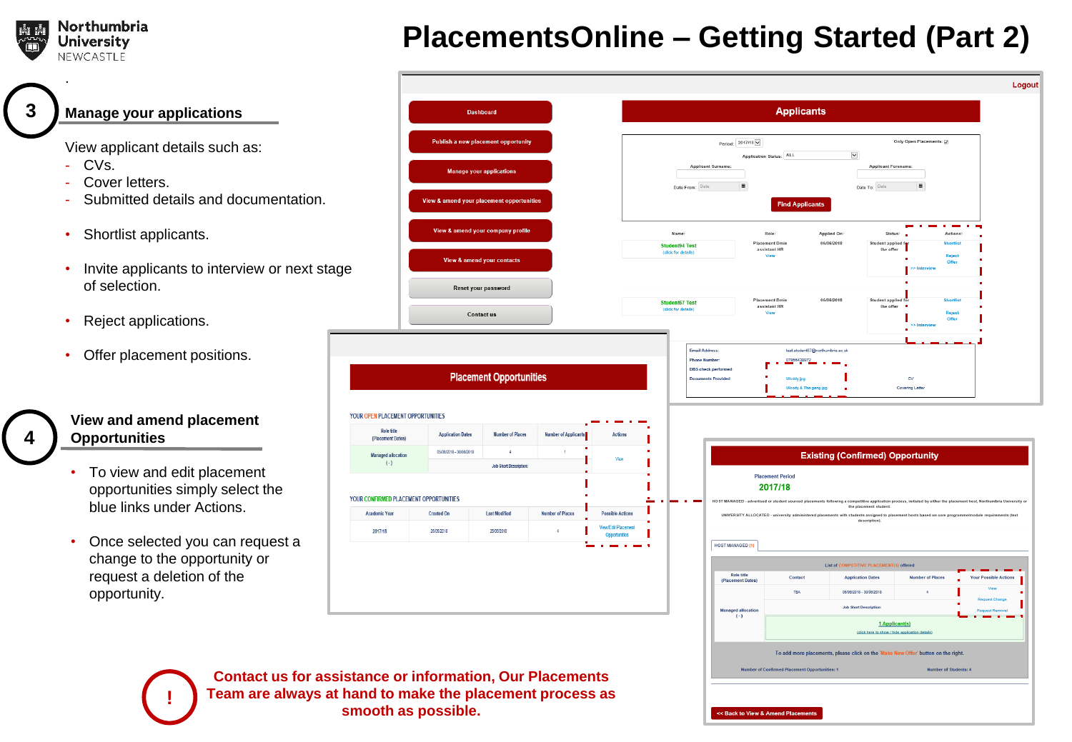# PlacementsOnline – Getting Started (Part 2)

## 3 Manage your applications

View applicant details such as:

- CVs.
- Cover letters.
- Submitted details and documentation.

- Shortlist applicants.
- Invite applicants to interview or next stage of selection.
- Reject applications.
- Offer placement positions.

## 4 View and amend placement Opportunities

- To view and edit placement opportunities simply select the blue links under Actions.
- Once selected you can request a change to the opportunity or request a deletion of the opportunity.

**! Contact us for assistance or information, Our Placements Team are always at hand to make the placement process as smooth as possible.**